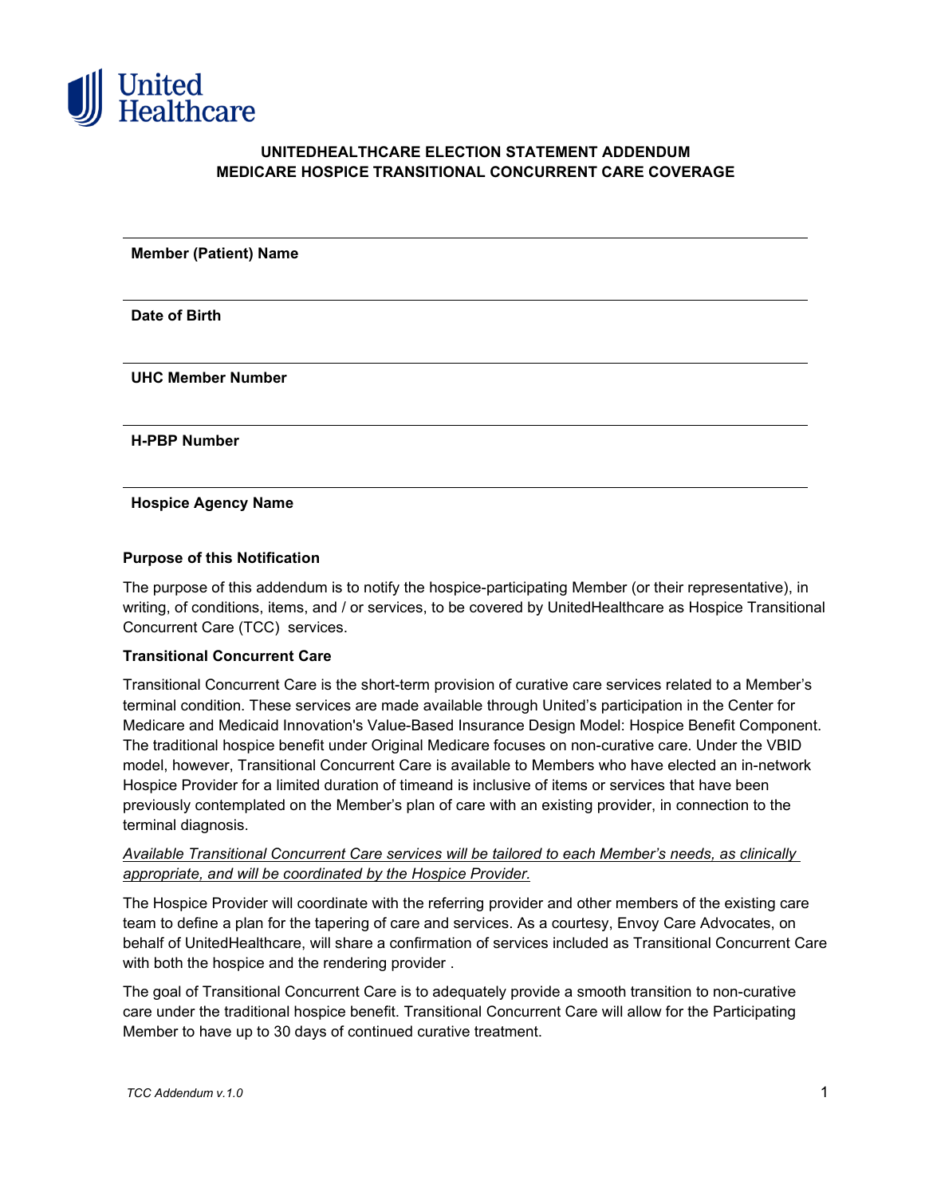# UNITEDHEALTHCARE ELECTION STATEMENT ADDENDUM
# MEDICARE HOSPICE TRANSITIONAL CONCURRENT CARE COVERAGE

| | |
|---|---|
| **Member (Patient) Name** | |
| **Date of Birth** | |
| **UHC Member Number** | |
| **H-PBP Number** | |
| **Hospice Agency Name** | |

**Purpose of this Notification**

The purpose of this addendum is to notify the hospice-participating Member (or their representative), in writing, of conditions, items, and / or services, to be covered by UnitedHealthcare as Hospice Transitional Concurrent Care (TCC) services.

**Transitional Concurrent Care**

Transitional Concurrent Care is the short-term provision of curative care services related to a Member's terminal condition. These services are made available through United's participation in the Center for Medicare and Medicaid Innovation's Value-Based Insurance Design Model: Hospice Benefit Component. The traditional hospice benefit under Original Medicare focuses on non-curative care. Under the VBID model, however, Transitional Concurrent Care is available to Members who have elected an in-network Hospice Provider for a limited duration of timeand is inclusive of items or services that have been previously contemplated on the Member's plan of care with an existing provider, in connection to the terminal diagnosis.

*Available Transitional Concurrent Care services will be tailored to each Member's needs, as clinically appropriate, and will be coordinated by the Hospice Provider.*

The Hospice Provider will coordinate with the referring provider and other members of the existing care team to define a plan for the tapering of care and services. As a courtesy, Envoy Care Advocates, on behalf of UnitedHealthcare, will share a confirmation of services included as Transitional Concurrent Care with both the hospice and the rendering provider .

The goal of Transitional Concurrent Care is to adequately provide a smooth transition to non-curative care under the traditional hospice benefit. Transitional Concurrent Care will allow for the Participating Member to have up to 30 days of continued curative treatment.

*TCC Addendum v.1.0*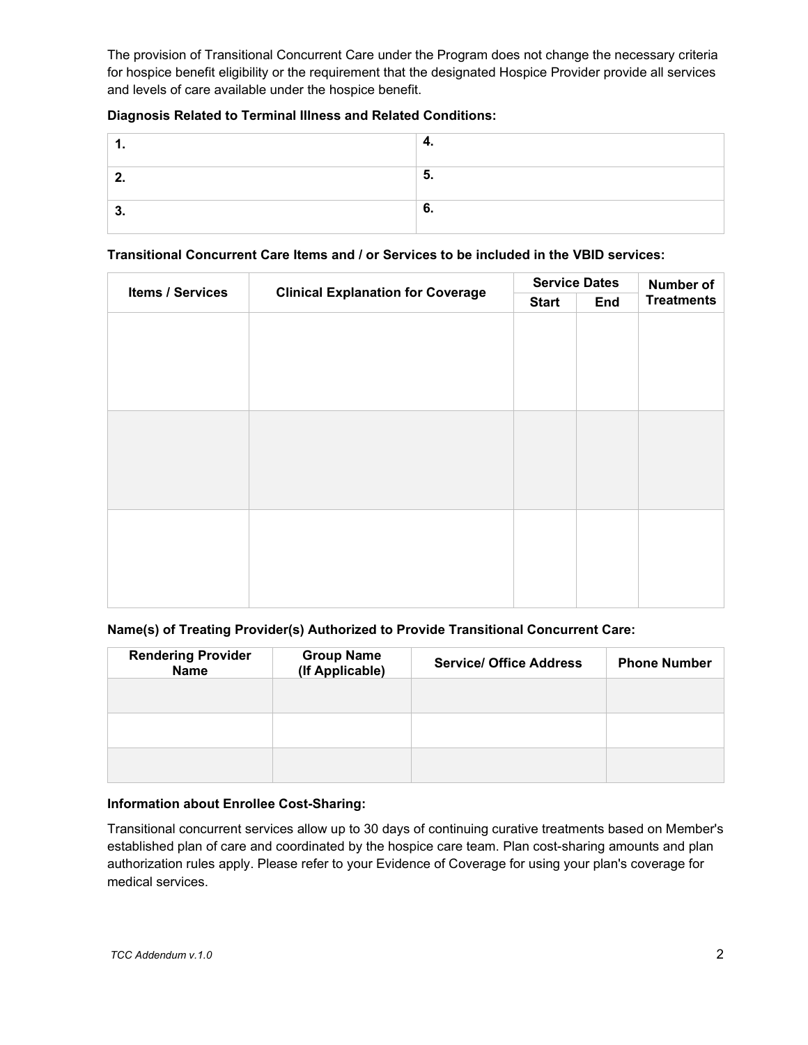The provision of Transitional Concurrent Care under the Program does not change the necessary criteria for hospice benefit eligibility or the requirement that the designated Hospice Provider provide all services and levels of care available under the hospice benefit.

**Diagnosis Related to Terminal Illness and Related Conditions:**

| | |
|---|---|
| **1.** | **4.** |
| **2.** | **5.** |
| **3.** | **6.** |

**Transitional Concurrent Care Items and / or Services to be included in the VBID services:**

| Items / Services | Clinical Explanation for Coverage | Service Dates | | Number of Treatments |
|---|---|---|---|---|
| | | Start | End | |
| | | | | |
| | | | | |
| | | | | |

**Name(s) of Treating Provider(s) Authorized to Provide Transitional Concurrent Care:**

| Rendering Provider Name | Group Name (If Applicable) | Service/ Office Address | Phone Number |
|---|---|---|---|
| | | | |
| | | | |
| | | | |

**Information about Enrollee Cost-Sharing:**

Transitional concurrent services allow up to 30 days of continuing curative treatments based on Member's established plan of care and coordinated by the hospice care team. Plan cost-sharing amounts and plan authorization rules apply. Please refer to your Evidence of Coverage for using your plan's coverage for medical services.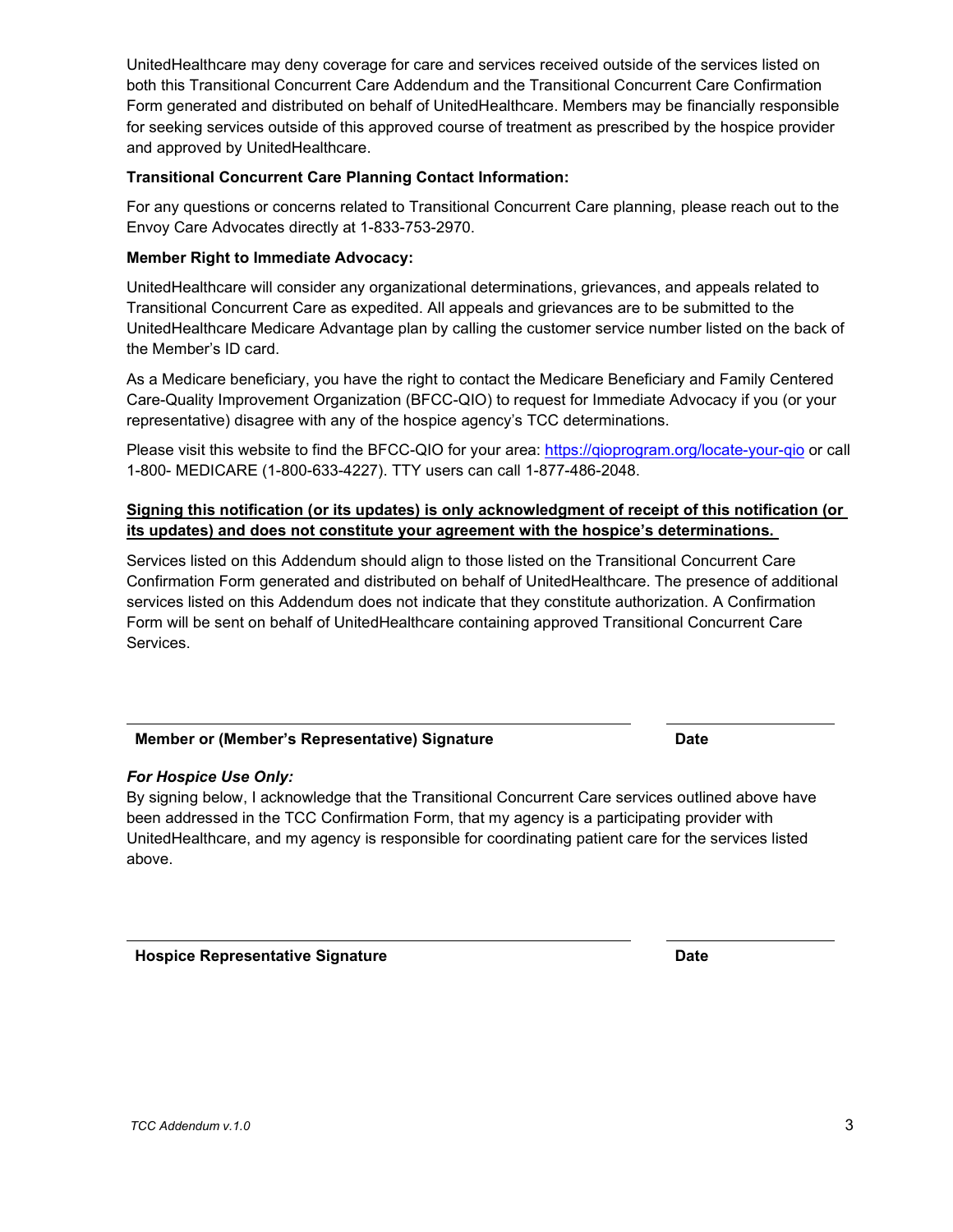UnitedHealthcare may deny coverage for care and services received outside of the services listed on both this Transitional Concurrent Care Addendum and the Transitional Concurrent Care Confirmation Form generated and distributed on behalf of UnitedHealthcare. Members may be financially responsible for seeking services outside of this approved course of treatment as prescribed by the hospice provider and approved by UnitedHealthcare.

**Transitional Concurrent Care Planning Contact Information:**

For any questions or concerns related to Transitional Concurrent Care planning, please reach out to the Envoy Care Advocates directly at 1-833-753-2970.

**Member Right to Immediate Advocacy:**

UnitedHealthcare will consider any organizational determinations, grievances, and appeals related to Transitional Concurrent Care as expedited. All appeals and grievances are to be submitted to the UnitedHealthcare Medicare Advantage plan by calling the customer service number listed on the back of the Member's ID card.

As a Medicare beneficiary, you have the right to contact the Medicare Beneficiary and Family Centered Care-Quality Improvement Organization (BFCC-QIO) to request for Immediate Advocacy if you (or your representative) disagree with any of the hospice agency's TCC determinations.

Please visit this website to find the BFCC-QIO for your area: [https://qioprogram.org/locate-your-qio](https://qioprogram.org/locate-your-qio) or call 1-800- MEDICARE (1-800-633-4227). TTY users can call 1-877-486-2048.

<u>**Signing this notification (or its updates) is only acknowledgment of receipt of this notification (or its updates) and does not constitute your agreement with the hospice's determinations.**</u>

Services listed on this Addendum should align to those listed on the Transitional Concurrent Care Confirmation Form generated and distributed on behalf of UnitedHealthcare. The presence of additional services listed on this Addendum does not indicate that they constitute authorization. A Confirmation Form will be sent on behalf of UnitedHealthcare containing approved Transitional Concurrent Care Services.

\_\_\_\_\_\_\_\_\_\_\_\_\_\_\_\_\_\_\_\_\_\_\_\_\_\_\_\_\_\_\_\_\_\_\_\_\_\_\_\_ \_\_\_\_\_\_\_\_\_\_\_\_\_\_\_

**Member or (Member's Representative) Signature** **Date**

***For Hospice Use Only:***

By signing below, I acknowledge that the Transitional Concurrent Care services outlined above have been addressed in the TCC Confirmation Form, that my agency is a participating provider with UnitedHealthcare, and my agency is responsible for coordinating patient care for the services listed above.

\_\_\_\_\_\_\_\_\_\_\_\_\_\_\_\_\_\_\_\_\_\_\_\_\_\_\_\_\_\_\_\_\_\_\_\_\_\_\_\_ \_\_\_\_\_\_\_\_\_\_\_\_\_\_\_

**Hospice Representative Signature** **Date**

*TCC Addendum v.1.0*